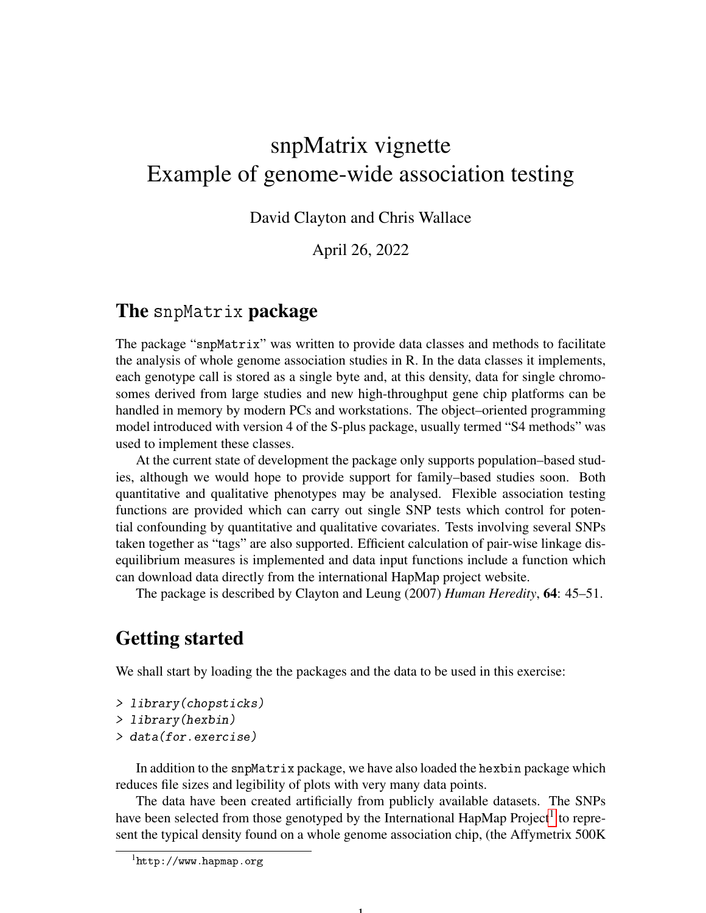# snpMatrix vignette
# Example of genome-wide association testing

David Clayton and Chris Wallace

April 26, 2022

## The snpMatrix package

The package "snpMatrix" was written to provide data classes and methods to facilitate the analysis of whole genome association studies in R. In the data classes it implements, each genotype call is stored as a single byte and, at this density, data for single chromosomes derived from large studies and new high-throughput gene chip platforms can be handled in memory by modern PCs and workstations. The object–oriented programming model introduced with version 4 of the S-plus package, usually termed "S4 methods" was used to implement these classes.

At the current state of development the package only supports population–based studies, although we would hope to provide support for family–based studies soon. Both quantitative and qualitative phenotypes may be analysed. Flexible association testing functions are provided which can carry out single SNP tests which control for potential confounding by quantitative and qualitative covariates. Tests involving several SNPs taken together as "tags" are also supported. Efficient calculation of pair-wise linkage disequilibrium measures is implemented and data input functions include a function which can download data directly from the international HapMap project website.

The package is described by Clayton and Leung (2007) *Human Heredity*, **64**: 45–51.

## Getting started

We shall start by loading the the packages and the data to be used in this exercise:

```
> library(chopsticks)
> library(hexbin)
> data(for.exercise)
```

In addition to the snpMatrix package, we have also loaded the hexbin package which reduces file sizes and legibility of plots with very many data points.

The data have been created artificially from publicly available datasets. The SNPs have been selected from those genotyped by the International HapMap Project[1] to represent the typical density found on a whole genome association chip, (the Affymetrix 500K

[1] http://www.hapmap.org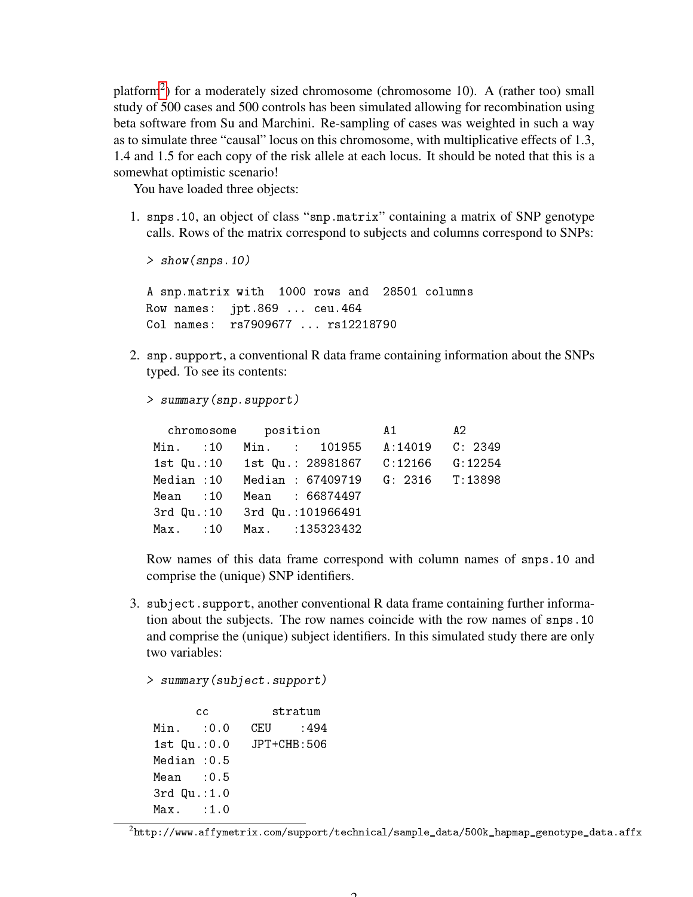platform[2]) for a moderately sized chromosome (chromosome 10). A (rather too) small study of 500 cases and 500 controls has been simulated allowing for recombination using beta software from Su and Marchini. Re-sampling of cases was weighted in such a way as to simulate three "causal" locus on this chromosome, with multiplicative effects of 1.3, 1.4 and 1.5 for each copy of the risk allele at each locus. It should be noted that this is a somewhat optimistic scenario!

You have loaded three objects:

1. `snps.10`, an object of class "`snp.matrix`" containing a matrix of SNP genotype calls. Rows of the matrix correspond to subjects and columns correspond to SNPs:

```
> show(snps.10)

A snp.matrix with  1000 rows and  28501 columns
Row names:  jpt.869 ... ceu.464
Col names:  rs7909677 ... rs12218790
```

2. `snp.support`, a conventional R data frame containing information about the SNPs typed. To see its contents:

```
> summary(snp.support)

   chromosome    position          A1        A2
 Min.   :10   Min.   :   101955   A:14019   C: 2349
 1st Qu.:10   1st Qu.: 28981867   C:12166   G:12254
 Median :10   Median : 67409719   G: 2316   T:13898
 Mean   :10   Mean   : 66874497
 3rd Qu.:10   3rd Qu.:101966491
 Max.   :10   Max.   :135323432
```

Row names of this data frame correspond with column names of `snps.10` and comprise the (unique) SNP identifiers.

3. `subject.support`, another conventional R data frame containing further information about the subjects. The row names coincide with the row names of `snps.10` and comprise the (unique) subject identifiers. In this simulated study there are only two variables:

```
> summary(subject.support)

       cc          stratum
 Min.   :0.0   CEU    :494
 1st Qu.:0.0   JPT+CHB:506
 Median :0.5
 Mean   :0.5
 3rd Qu.:1.0
 Max.   :1.0
```

[2] http://www.affymetrix.com/support/technical/sample_data/500k_hapmap_genotype_data.affx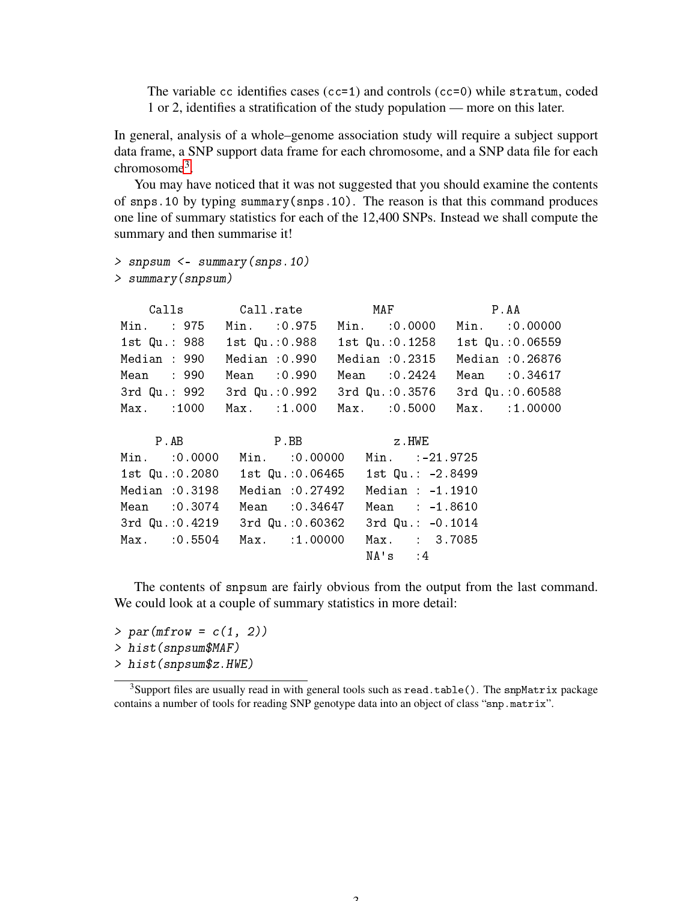The variable `cc` identifies cases (`cc=1`) and controls (`cc=0`) while `stratum`, coded 1 or 2, identifies a stratification of the study population — more on this later.

In general, analysis of a whole–genome association study will require a subject support data frame, a SNP support data frame for each chromosome, and a SNP data file for each chromosome[3].

You may have noticed that it was not suggested that you should examine the contents of `snps.10` by typing `summary(snps.10)`. The reason is that this command produces one line of summary statistics for each of the 12,400 SNPs. Instead we shall compute the summary and then summarise it!

```
> snpsum <- summary(snps.10)
> summary(snpsum)

     Calls         Call.rate           MAF              P.AA        
 Min.   : 975   Min.   :0.975   Min.   :0.0000   Min.   :0.00000  
 1st Qu.: 988   1st Qu.:0.988   1st Qu.:0.1258   1st Qu.:0.06559  
 Median : 990   Median :0.990   Median :0.2315   Median :0.26876  
 Mean   : 990   Mean   :0.990   Mean   :0.2424   Mean   :0.34617  
 3rd Qu.: 992   3rd Qu.:0.992   3rd Qu.:0.3576   3rd Qu.:0.60588  
 Max.   :1000   Max.   :1.000   Max.   :0.5000   Max.   :1.00000  

      P.AB             P.BB             z.HWE         
 Min.   :0.0000   Min.   :0.00000   Min.   :-21.9725  
 1st Qu.:0.2080   1st Qu.:0.06465   1st Qu.: -2.8499  
 Median :0.3198   Median :0.27492   Median : -1.1910  
 Mean   :0.3074   Mean   :0.34647   Mean   : -1.8610  
 3rd Qu.:0.4219   3rd Qu.:0.60362   3rd Qu.: -0.1014  
 Max.   :0.5504   Max.   :1.00000   Max.   :  3.7085  
                                    NA's   :4         
```

The contents of `snpsum` are fairly obvious from the output from the last command. We could look at a couple of summary statistics in more detail:

```
> par(mfrow = c(1, 2))
> hist(snpsum$MAF)
> hist(snpsum$z.HWE)
```

[3] Support files are usually read in with general tools such as `read.table()`. The `snpMatrix` package contains a number of tools for reading SNP genotype data into an object of class "`snp.matrix`".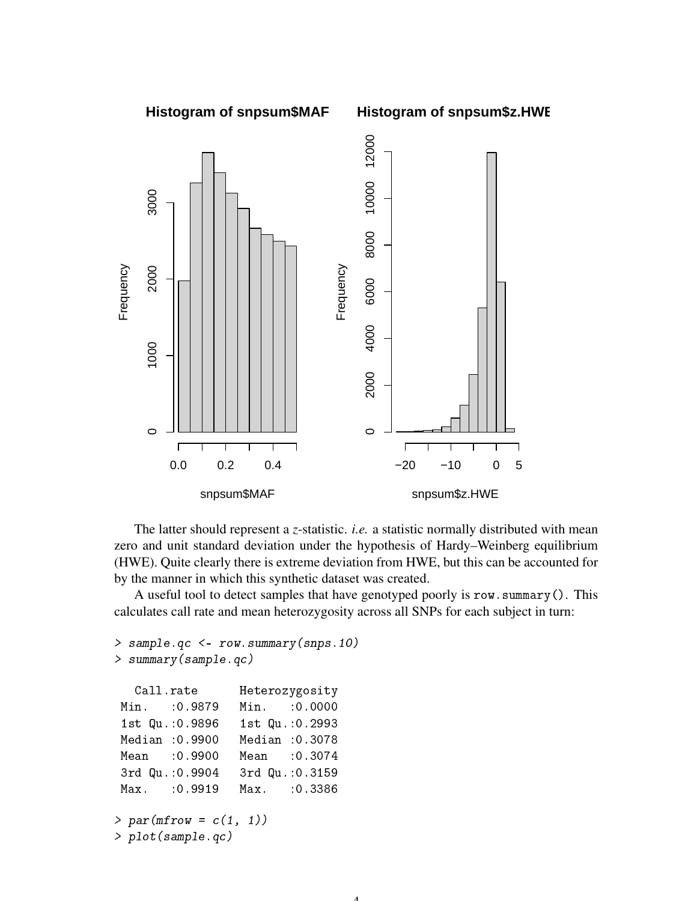The latter should represent a $z$-statistic. *i.e.* a statistic normally distributed with mean zero and unit standard deviation under the hypothesis of Hardy–Weinberg equilibrium (HWE). Quite clearly there is extreme deviation from HWE, but this can be accounted for by the manner in which this synthetic dataset was created.

A useful tool to detect samples that have genotyped poorly is `row.summary()`. This calculates call rate and mean heterozygosity across all SNPs for each subject in turn:

```
> sample.qc <- row.summary(snps.10)
> summary(sample.qc)

   Call.rate       Heterozygosity
 Min.   :0.9879   Min.   :0.0000
 1st Qu.:0.9896   1st Qu.:0.2993
 Median :0.9900   Median :0.3078
 Mean   :0.9900   Mean   :0.3074
 3rd Qu.:0.9904   3rd Qu.:0.3159
 Max.   :0.9919   Max.   :0.3386

> par(mfrow = c(1, 1))
> plot(sample.qc)
```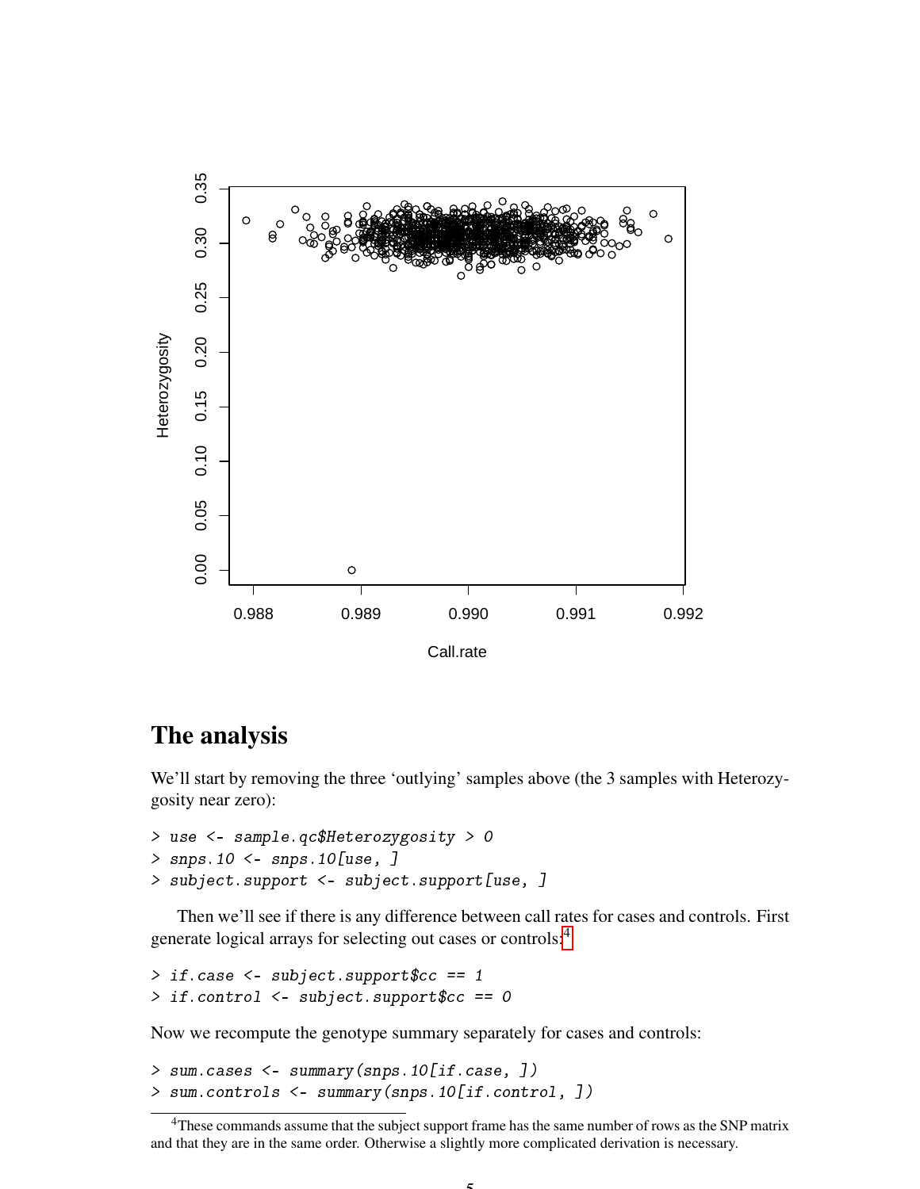# The analysis

We'll start by removing the three 'outlying' samples above (the 3 samples with Heterozygosity near zero):

```
> use <- sample.qc$Heterozygosity > 0
> snps.10 <- snps.10[use, ]
> subject.support <- subject.support[use, ]
```

Then we'll see if there is any difference between call rates for cases and controls. First generate logical arrays for selecting out cases or controls:[4]

```
> if.case <- subject.support$cc == 1
> if.control <- subject.support$cc == 0
```

Now we recompute the genotype summary separately for cases and controls:

```
> sum.cases <- summary(snps.10[if.case, ])
> sum.controls <- summary(snps.10[if.control, ])
```

[4] These commands assume that the subject support frame has the same number of rows as the SNP matrix and that they are in the same order. Otherwise a slightly more complicated derivation is necessary.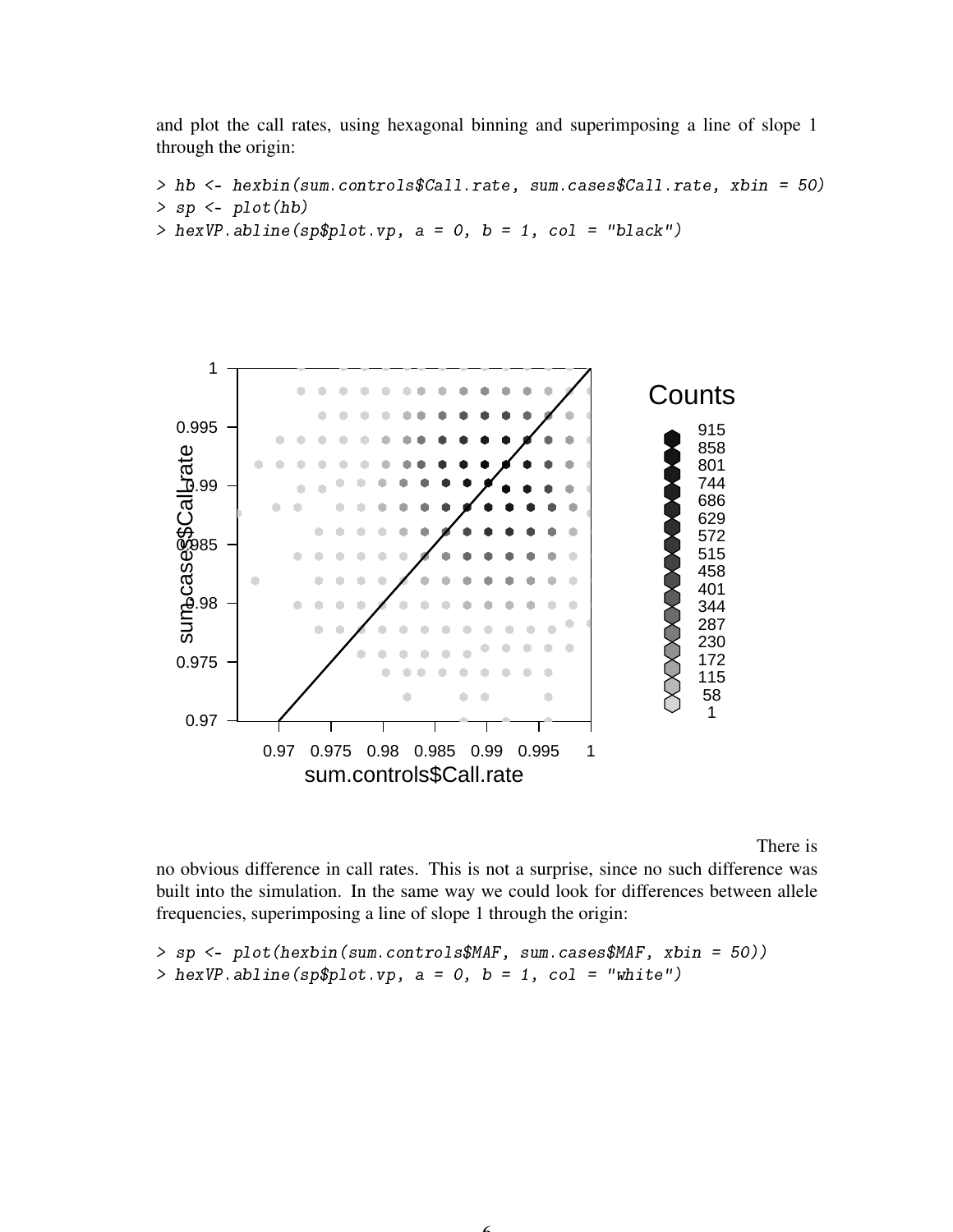and plot the call rates, using hexagonal binning and superimposing a line of slope 1 through the origin:

```
> hb <- hexbin(sum.controls$Call.rate, sum.cases$Call.rate, xbin = 50)
> sp <- plot(hb)
> hexVP.abline(sp$plot.vp, a = 0, b = 1, col = "black")
```

There is no obvious difference in call rates. This is not a surprise, since no such difference was built into the simulation. In the same way we could look for differences between allele frequencies, superimposing a line of slope 1 through the origin:

```
> sp <- plot(hexbin(sum.controls$MAF, sum.cases$MAF, xbin = 50))
> hexVP.abline(sp$plot.vp, a = 0, b = 1, col = "white")
```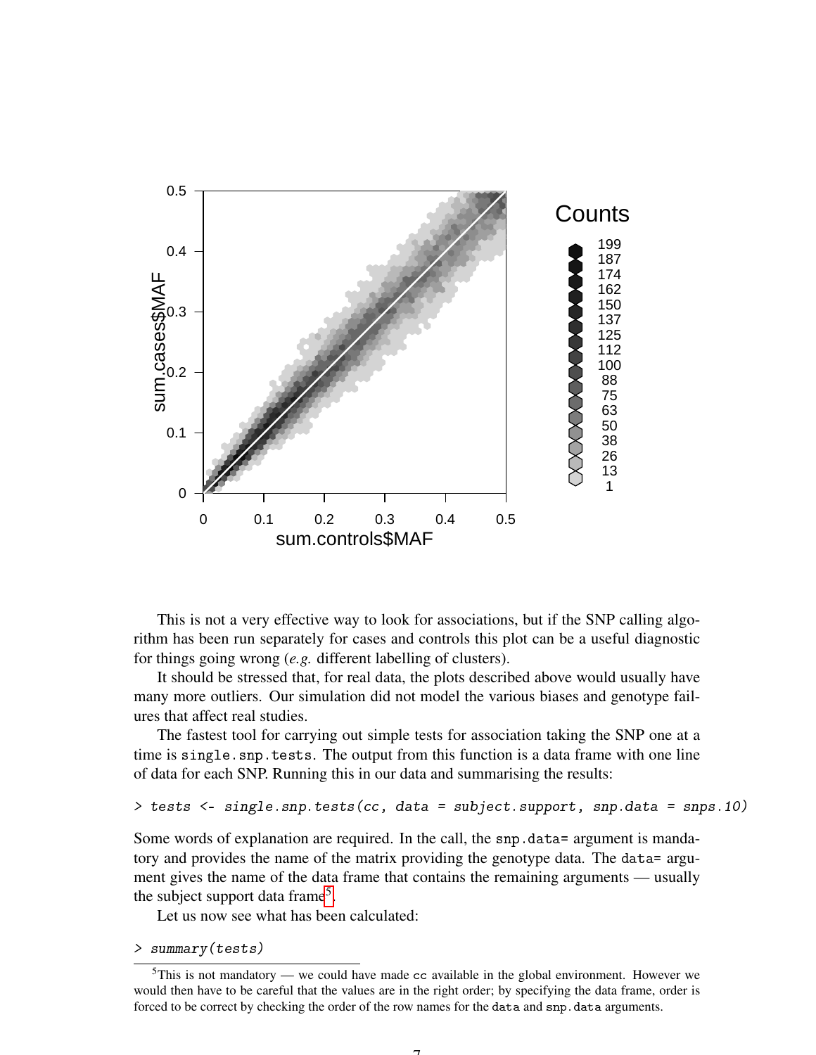This is not a very effective way to look for associations, but if the SNP calling algorithm has been run separately for cases and controls this plot can be a useful diagnostic for things going wrong (*e.g.* different labelling of clusters).

It should be stressed that, for real data, the plots described above would usually have many more outliers. Our simulation did not model the various biases and genotype failures that affect real studies.

The fastest tool for carrying out simple tests for association taking the SNP one at a time is `single.snp.tests`. The output from this function is a data frame with one line of data for each SNP. Running this in our data and summarising the results:

```
> tests <- single.snp.tests(cc, data = subject.support, snp.data = snps.10)
```

Some words of explanation are required. In the call, the `snp.data=` argument is mandatory and provides the name of the matrix providing the genotype data. The `data=` argument gives the name of the data frame that contains the remaining arguments — usually the subject support data frame[5].

Let us now see what has been calculated:

```
> summary(tests)
```

[5] This is not mandatory — we could have made `cc` available in the global environment. However we would then have to be careful that the values are in the right order; by specifying the data frame, order is forced to be correct by checking the order of the row names for the `data` and `snp.data` arguments.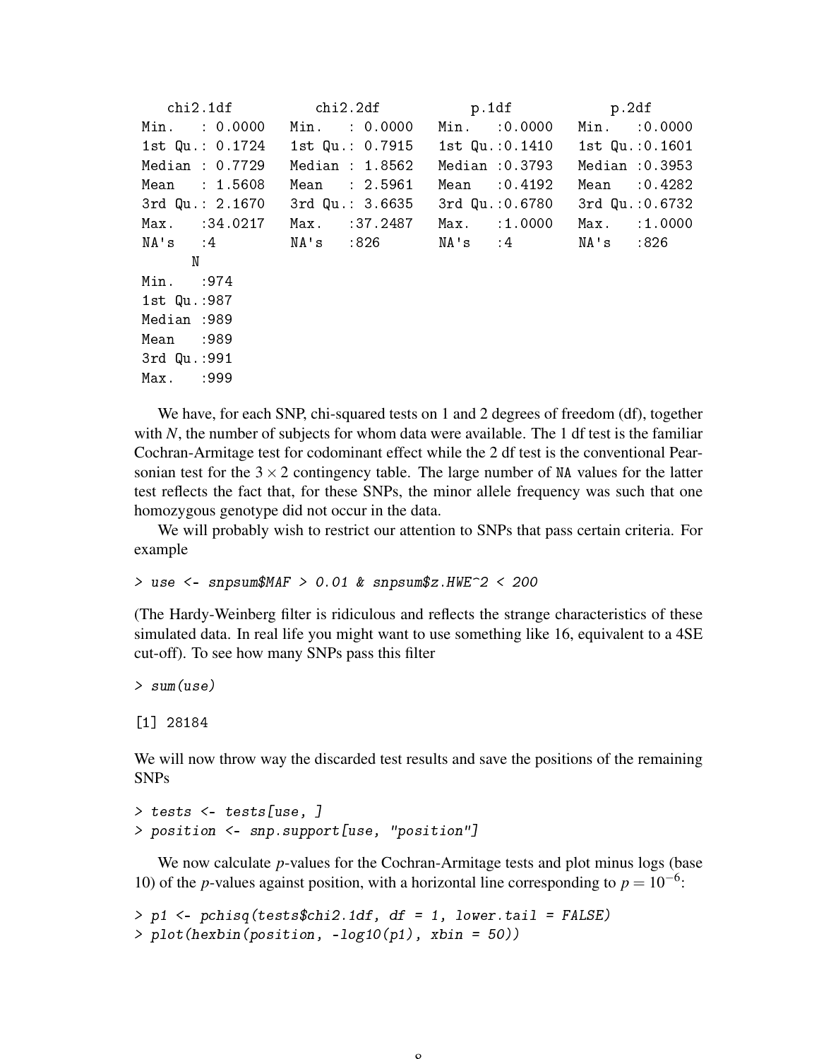```
    chi2.1df          chi2.2df           p.1df             p.2df       
 Min.   : 0.0000   Min.   : 0.0000   Min.   :0.0000   Min.   :0.0000  
 1st Qu.: 0.1724   1st Qu.: 0.7915   1st Qu.:0.1410   1st Qu.:0.1601  
 Median : 0.7729   Median : 1.8562   Median :0.3793   Median :0.3953  
 Mean   : 1.5608   Mean   : 2.5961   Mean   :0.4192   Mean   :0.4282  
 3rd Qu.: 2.1670   3rd Qu.: 3.6635   3rd Qu.:0.6780   3rd Qu.:0.6732  
 Max.   :34.0217   Max.   :37.2487   Max.   :1.0000   Max.   :1.0000  
 NA's   :4         NA's   :826       NA's   :4        NA's   :826     
       N        
 Min.   :974  
 1st Qu.:987  
 Median :989  
 Mean   :989  
 3rd Qu.:991  
 Max.   :999  
```

We have, for each SNP, chi-squared tests on 1 and 2 degrees of freedom (df), together with $N$, the number of subjects for whom data were available. The 1 df test is the familiar Cochran-Armitage test for codominant effect while the 2 df test is the conventional Pearsonian test for the $3 \times 2$ contingency table. The large number of `NA` values for the latter test reflects the fact that, for these SNPs, the minor allele frequency was such that one homozygous genotype did not occur in the data.

We will probably wish to restrict our attention to SNPs that pass certain criteria. For example

```
> use <- snpsum$MAF > 0.01 & snpsum$z.HWE^2 < 200
```

(The Hardy-Weinberg filter is ridiculous and reflects the strange characteristics of these simulated data. In real life you might want to use something like 16, equivalent to a 4SE cut-off). To see how many SNPs pass this filter

```
> sum(use)
```

```
[1] 28184
```

We will now throw way the discarded test results and save the positions of the remaining SNPs

```
> tests <- tests[use, ]
> position <- snp.support[use, "position"]
```

We now calculate $p$-values for the Cochran-Armitage tests and plot minus logs (base 10) of the $p$-values against position, with a horizontal line corresponding to $p = 10^{-6}$:

```
> p1 <- pchisq(tests$chi2.1df, df = 1, lower.tail = FALSE)
> plot(hexbin(position, -log10(p1), xbin = 50))
```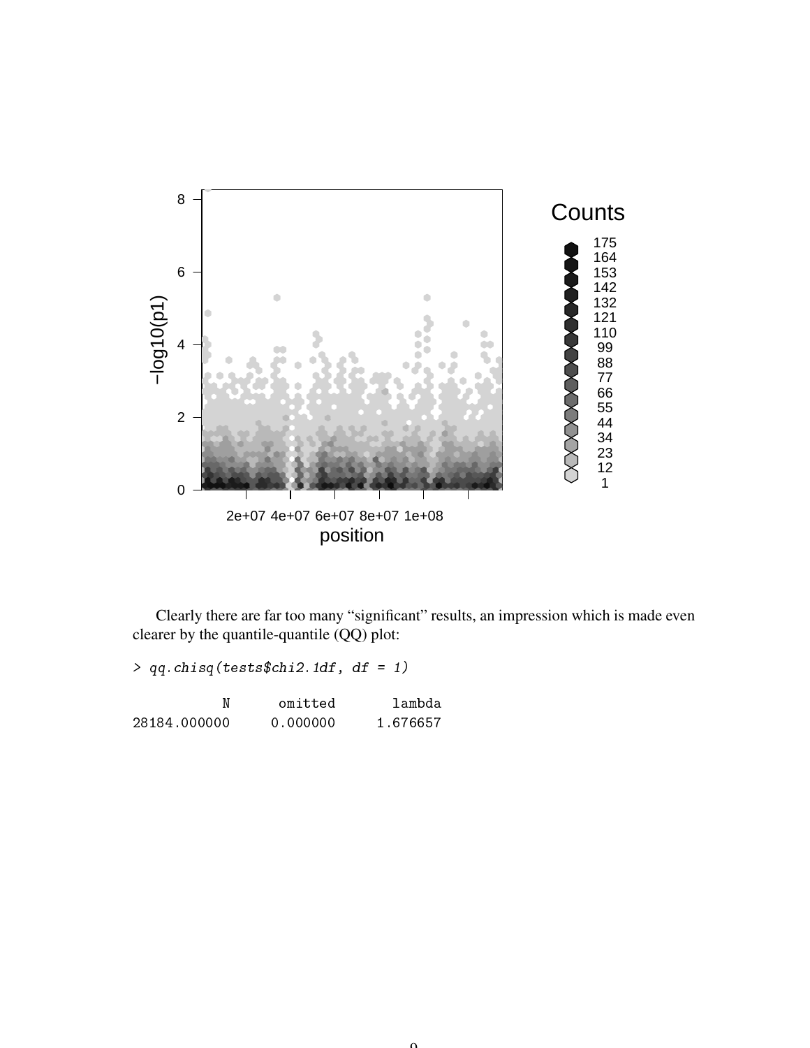Clearly there are far too many "significant" results, an impression which is made even clearer by the quantile-quantile (QQ) plot:

```
> qq.chisq(tests$chi2.1df, df = 1)
```

```
           N      omitted       lambda 
28184.000000     0.000000     1.676657 
```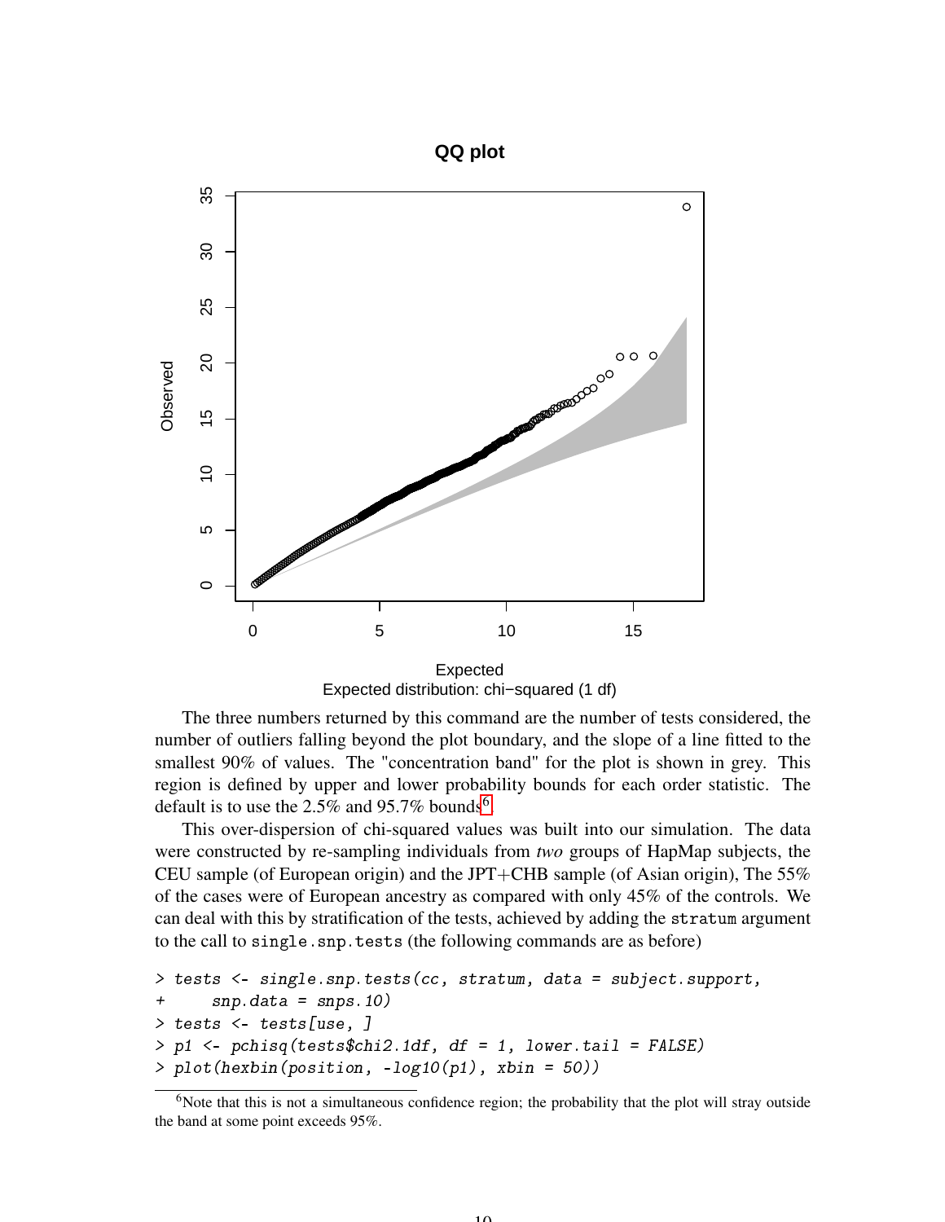The three numbers returned by this command are the number of tests considered, the number of outliers falling beyond the plot boundary, and the slope of a line fitted to the smallest 90% of values. The "concentration band" for the plot is shown in grey. This region is defined by upper and lower probability bounds for each order statistic. The default is to use the 2.5% and 95.7% bounds[6].

This over-dispersion of chi-squared values was built into our simulation. The data were constructed by re-sampling individuals from *two* groups of HapMap subjects, the CEU sample (of European origin) and the JPT+CHB sample (of Asian origin), The 55% of the cases were of European ancestry as compared with only 45% of the controls. We can deal with this by stratification of the tests, achieved by adding the `stratum` argument to the call to `single.snp.tests` (the following commands are as before)

```
> tests <- single.snp.tests(cc, stratum, data = subject.support,
+     snp.data = snps.10)
> tests <- tests[use, ]
> p1 <- pchisq(tests$chi2.1df, df = 1, lower.tail = FALSE)
> plot(hexbin(position, -log10(p1), xbin = 50))
```

[6] Note that this is not a simultaneous confidence region; the probability that the plot will stray outside the band at some point exceeds 95%.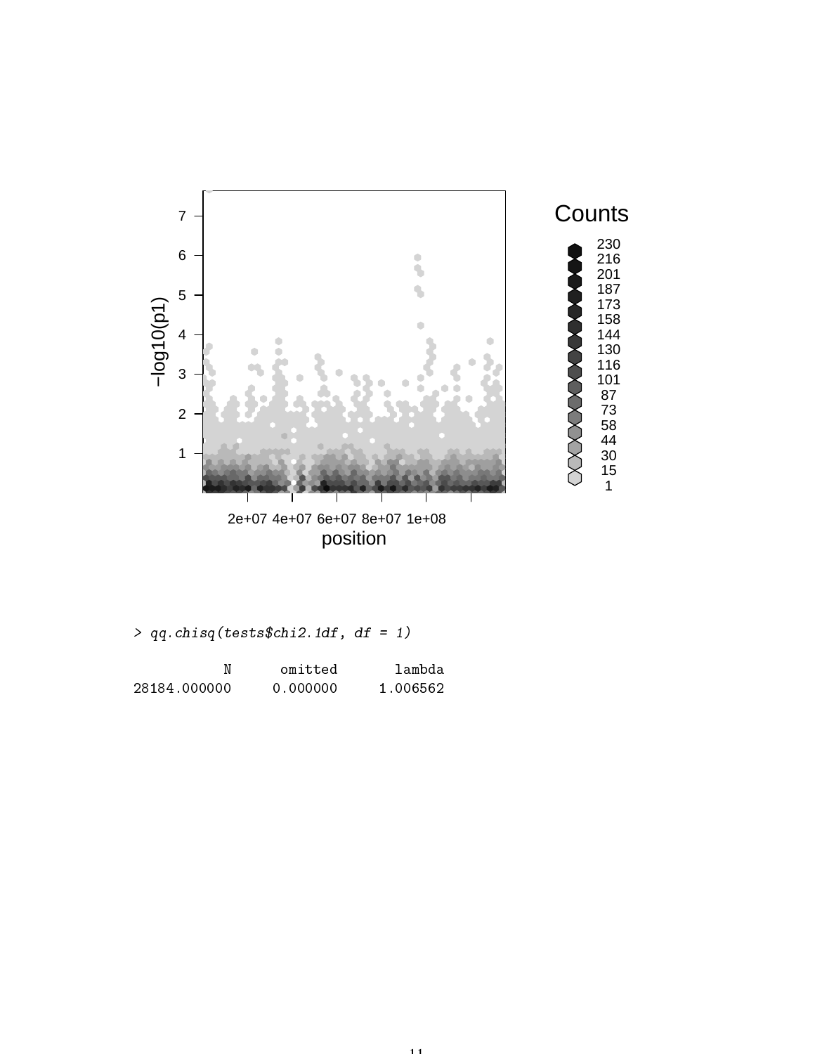```
> qq.chisq(tests$chi2.1df, df = 1)

           N      omitted       lambda
28184.000000     0.000000     1.006562
```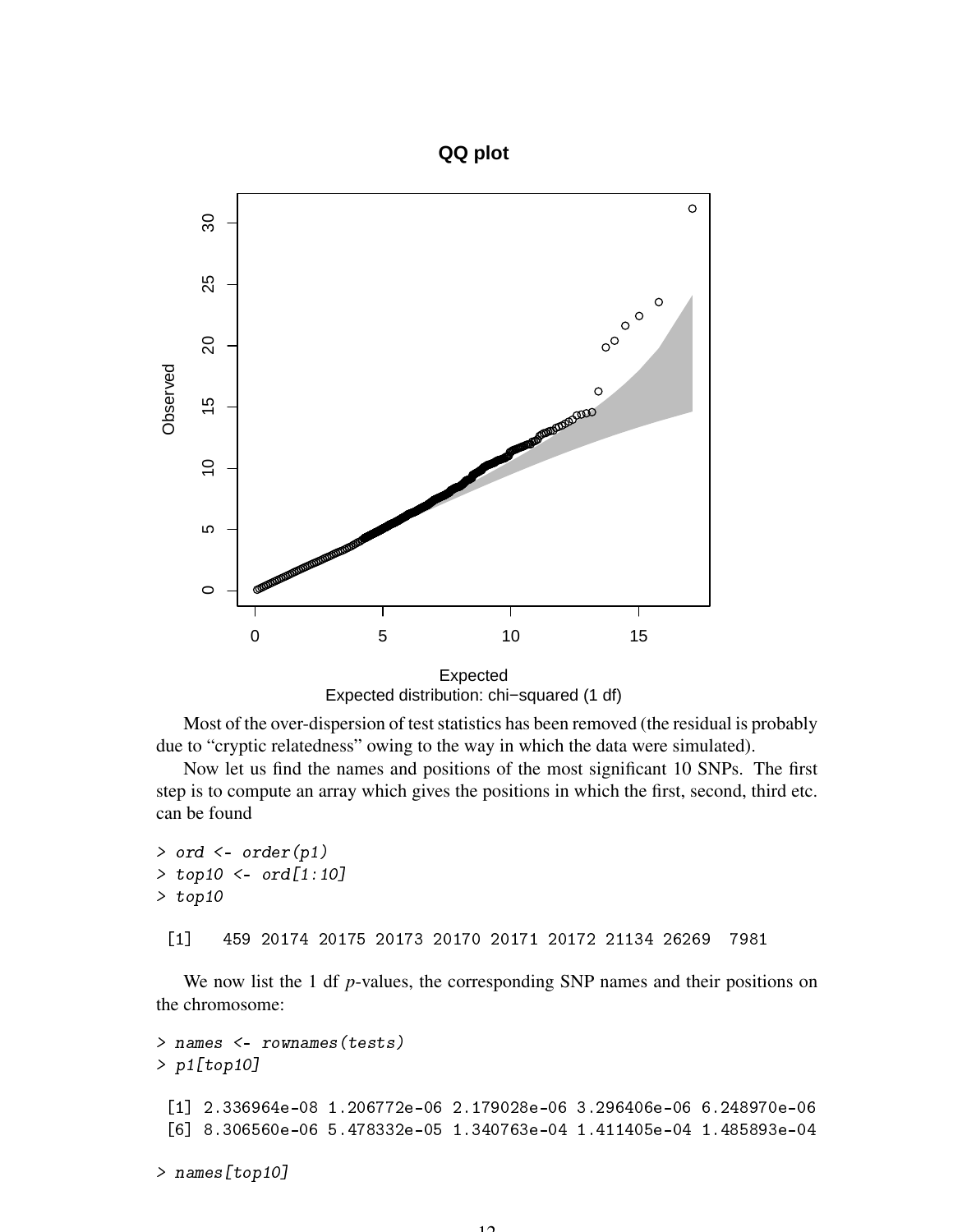Most of the over-dispersion of test statistics has been removed (the residual is probably due to "cryptic relatedness" owing to the way in which the data were simulated).

Now let us find the names and positions of the most significant 10 SNPs. The first step is to compute an array which gives the positions in which the first, second, third etc. can be found

```
> ord <- order(p1)
> top10 <- ord[1:10]
> top10
```

```
 [1]   459 20174 20175 20173 20170 20171 20172 21134 26269  7981
```

We now list the 1 df $p$-values, the corresponding SNP names and their positions on the chromosome:

```
> names <- rownames(tests)
> p1[top10]
```

```
 [1] 2.336964e-08 1.206772e-06 2.179028e-06 3.296406e-06 6.248970e-06
 [6] 8.306560e-06 5.478332e-05 1.340763e-04 1.411405e-04 1.485893e-04
```

```
> names[top10]
```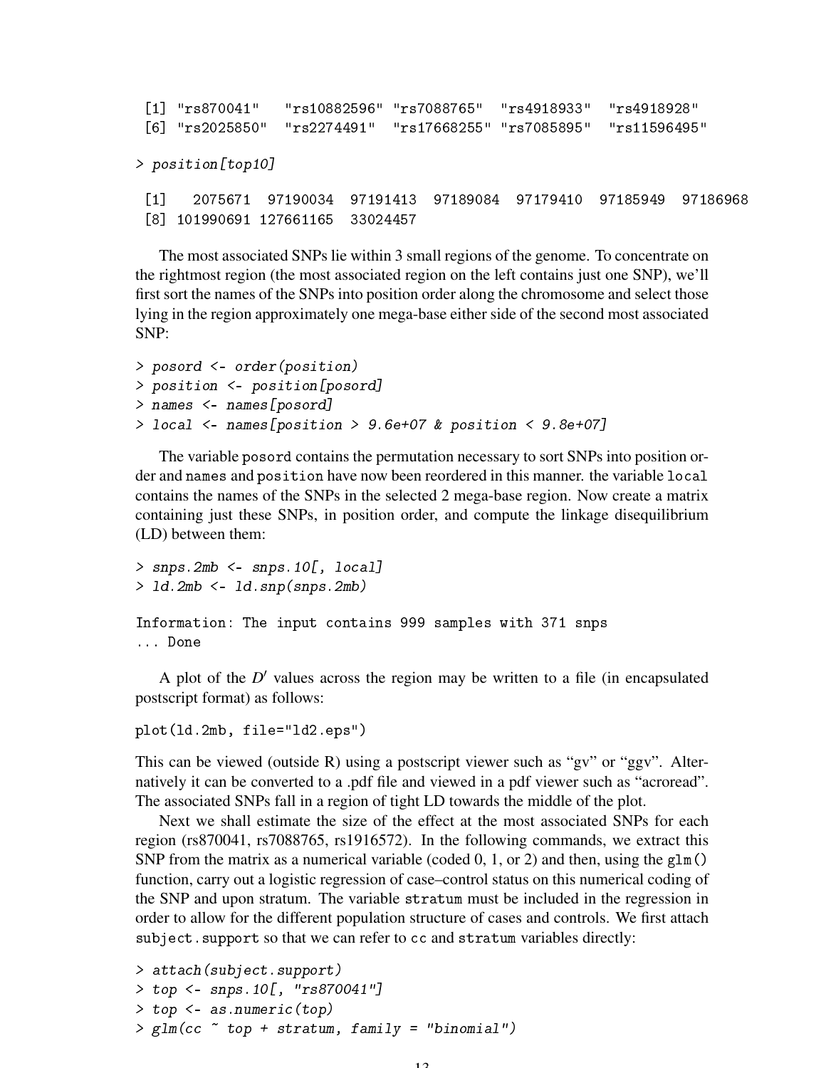```
 [1] "rs870041"   "rs10882596" "rs7088765"  "rs4918933"  "rs4918928"
 [6] "rs2025850"  "rs2274491"  "rs17668255" "rs7085895"  "rs11596495"
```

```
> position[top10]
```

```
 [1]   2075671  97190034  97191413  97189084  97179410  97185949  97186968
 [8] 101990691 127661165  33024457
```

The most associated SNPs lie within 3 small regions of the genome. To concentrate on the rightmost region (the most associated region on the left contains just one SNP), we'll first sort the names of the SNPs into position order along the chromosome and select those lying in the region approximately one mega-base either side of the second most associated SNP:

```
> posord <- order(position)
> position <- position[posord]
> names <- names[posord]
> local <- names[position > 9.6e+07 & position < 9.8e+07]
```

The variable posord contains the permutation necessary to sort SNPs into position order and names and position have now been reordered in this manner. the variable local contains the names of the SNPs in the selected 2 mega-base region. Now create a matrix containing just these SNPs, in position order, and compute the linkage disequilibrium (LD) between them:

```
> snps.2mb <- snps.10[, local]
> ld.2mb <- ld.snp(snps.2mb)
```

```
Information: The input contains 999 samples with 371 snps
... Done
```

A plot of the $D'$ values across the region may be written to a file (in encapsulated postscript format) as follows:

```
plot(ld.2mb, file="ld2.eps")
```

This can be viewed (outside R) using a postscript viewer such as "gv" or "ggv". Alternatively it can be converted to a .pdf file and viewed in a pdf viewer such as "acroread". The associated SNPs fall in a region of tight LD towards the middle of the plot.

Next we shall estimate the size of the effect at the most associated SNPs for each region (rs870041, rs7088765, rs1916572). In the following commands, we extract this SNP from the matrix as a numerical variable (coded 0, 1, or 2) and then, using the glm() function, carry out a logistic regression of case–control status on this numerical coding of the SNP and upon stratum. The variable stratum must be included in the regression in order to allow for the different population structure of cases and controls. We first attach subject.support so that we can refer to cc and stratum variables directly:

```
> attach(subject.support)
> top <- snps.10[, "rs870041"]
> top <- as.numeric(top)
> glm(cc ~ top + stratum, family = "binomial")
```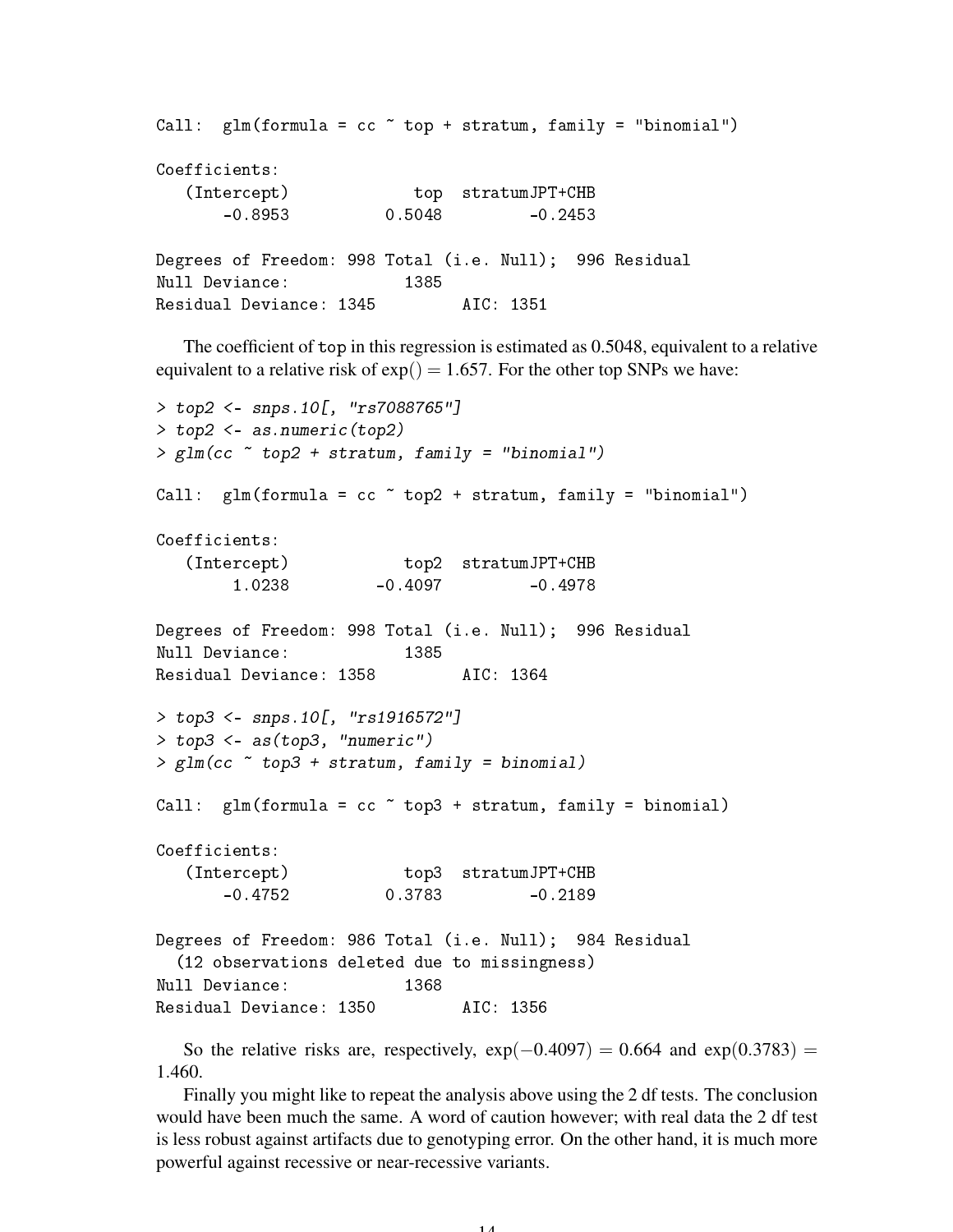```
Call:  glm(formula = cc ~ top + stratum, family = "binomial")

Coefficients:
   (Intercept)            top  stratumJPT+CHB
       -0.8953         0.5048         -0.2453

Degrees of Freedom: 998 Total (i.e. Null);  996 Residual
Null Deviance:          1385
Residual Deviance: 1345        AIC: 1351
```

The coefficient of top in this regression is estimated as 0.5048, equivalent to a relative equivalent to a relative risk of $\exp() = 1.657$. For the other top SNPs we have:

```
> top2 <- snps.10[, "rs7088765"]
> top2 <- as.numeric(top2)
> glm(cc ~ top2 + stratum, family = "binomial")

Call:  glm(formula = cc ~ top2 + stratum, family = "binomial")

Coefficients:
   (Intercept)           top2  stratumJPT+CHB
        1.0238        -0.4097         -0.4978

Degrees of Freedom: 998 Total (i.e. Null);  996 Residual
Null Deviance:          1385
Residual Deviance: 1358        AIC: 1364

> top3 <- snps.10[, "rs1916572"]
> top3 <- as(top3, "numeric")
> glm(cc ~ top3 + stratum, family = binomial)

Call:  glm(formula = cc ~ top3 + stratum, family = binomial)

Coefficients:
   (Intercept)           top3  stratumJPT+CHB
       -0.4752         0.3783         -0.2189

Degrees of Freedom: 986 Total (i.e. Null);  984 Residual
  (12 observations deleted due to missingness)
Null Deviance:          1368
Residual Deviance: 1350        AIC: 1356
```

So the relative risks are, respectively, $\exp(-0.4097) = 0.664$ and $\exp(0.3783) = 1.460$.

Finally you might like to repeat the analysis above using the 2 df tests. The conclusion would have been much the same. A word of caution however; with real data the 2 df test is less robust against artifacts due to genotyping error. On the other hand, it is much more powerful against recessive or near-recessive variants.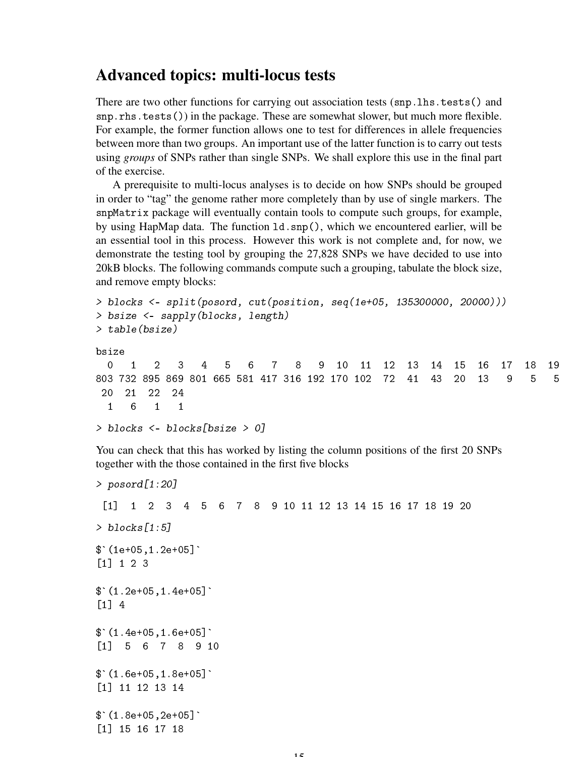# Advanced topics: multi-locus tests

There are two other functions for carrying out association tests (`snp.lhs.tests()` and `snp.rhs.tests()`) in the package. These are somewhat slower, but much more flexible. For example, the former function allows one to test for differences in allele frequencies between more than two groups. An important use of the latter function is to carry out tests using *groups* of SNPs rather than single SNPs. We shall explore this use in the final part of the exercise.

A prerequisite to multi-locus analyses is to decide on how SNPs should be grouped in order to "tag" the genome rather more completely than by use of single markers. The `snpMatrix` package will eventually contain tools to compute such groups, for example, by using HapMap data. The function `ld.snp()`, which we encountered earlier, will be an essential tool in this process. However this work is not complete and, for now, we demonstrate the testing tool by grouping the 27,828 SNPs we have decided to use into 20kB blocks. The following commands compute such a grouping, tabulate the block size, and remove empty blocks:

```
> blocks <- split(posord, cut(position, seq(1e+05, 135300000, 20000)))
> bsize <- sapply(blocks, length)
> table(bsize)

bsize
  0   1   2   3   4   5   6   7   8   9  10  11  12  13  14  15  16  17  18  19
803 732 895 869 801 665 581 417 316 192 170 102  72  41  43  20  13   9   5   5
 20  21  22  24
  1   6   1   1

> blocks <- blocks[bsize > 0]
```

You can check that this has worked by listing the column positions of the first 20 SNPs together with the those contained in the first five blocks

```
> posord[1:20]

 [1]  1  2  3  4  5  6  7  8  9 10 11 12 13 14 15 16 17 18 19 20

> blocks[1:5]

$`(1e+05,1.2e+05]`
[1] 1 2 3

$`(1.2e+05,1.4e+05]`
[1] 4

$`(1.4e+05,1.6e+05]`
[1]  5  6  7  8  9 10

$`(1.6e+05,1.8e+05]`
[1] 11 12 13 14

$`(1.8e+05,2e+05]`
[1] 15 16 17 18
```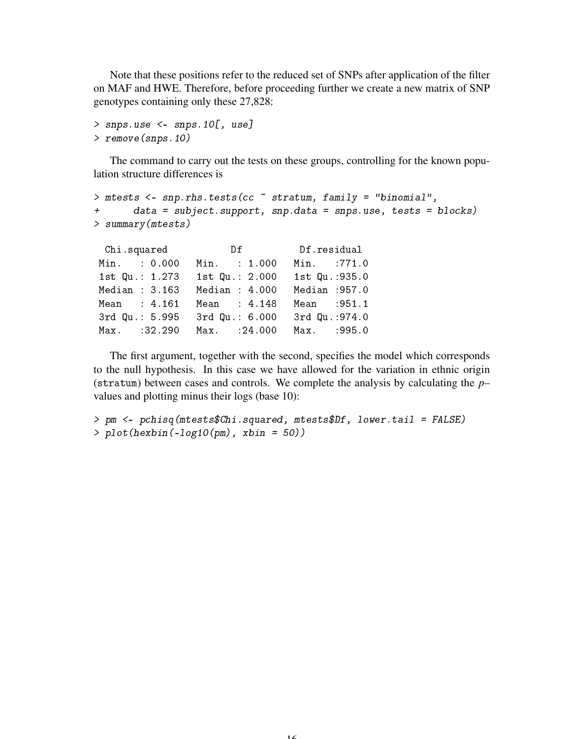Note that these positions refer to the reduced set of SNPs after application of the filter on MAF and HWE. Therefore, before proceeding further we create a new matrix of SNP genotypes containing only these 27,828:

```
> snps.use <- snps.10[, use]
> remove(snps.10)
```

The command to carry out the tests on these groups, controlling for the known population structure differences is

```
> mtests <- snp.rhs.tests(cc ~ stratum, family = "binomial",
+     data = subject.support, snp.data = snps.use, tests = blocks)
> summary(mtests)

  Chi.squared           Df          Df.residual
 Min.   : 0.000   Min.   : 1.000   Min.   :771.0
 1st Qu.: 1.273   1st Qu.: 2.000   1st Qu.:935.0
 Median : 3.163   Median : 4.000   Median :957.0
 Mean   : 4.161   Mean   : 4.148   Mean   :951.1
 3rd Qu.: 5.995   3rd Qu.: 6.000   3rd Qu.:974.0
 Max.   :32.290   Max.   :24.000   Max.   :995.0
```

The first argument, together with the second, specifies the model which corresponds to the null hypothesis. In this case we have allowed for the variation in ethnic origin (`stratum`) between cases and controls. We complete the analysis by calculating the *p*–values and plotting minus their logs (base 10):

```
> pm <- pchisq(mtests$Chi.squared, mtests$Df, lower.tail = FALSE)
> plot(hexbin(-log10(pm), xbin = 50))
```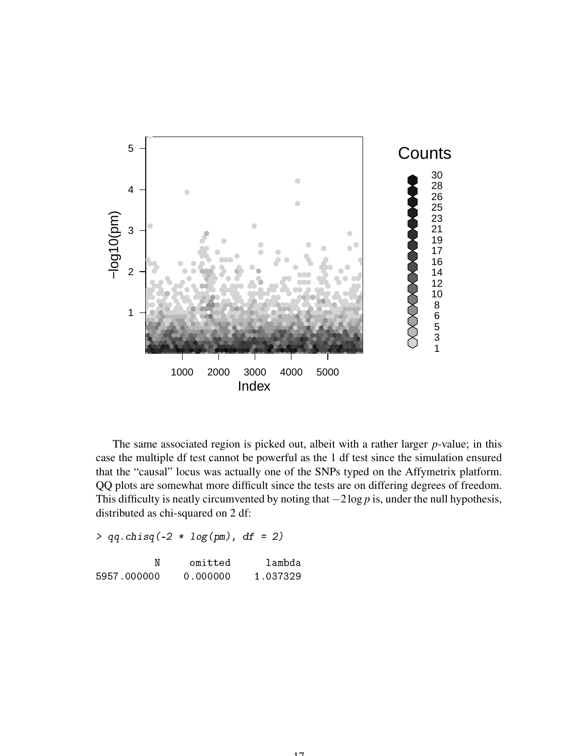The same associated region is picked out, albeit with a rather larger $p$-value; in this case the multiple df test cannot be powerful as the 1 df test since the simulation ensured that the "causal" locus was actually one of the SNPs typed on the Affymetrix platform. QQ plots are somewhat more difficult since the tests are on differing degrees of freedom. This difficulty is neatly circumvented by noting that $-2\log p$ is, under the null hypothesis, distributed as chi-squared on 2 df:

```
> qq.chisq(-2 * log(pm), df = 2)

          N     omitted      lambda
5957.000000    0.000000    1.037329
```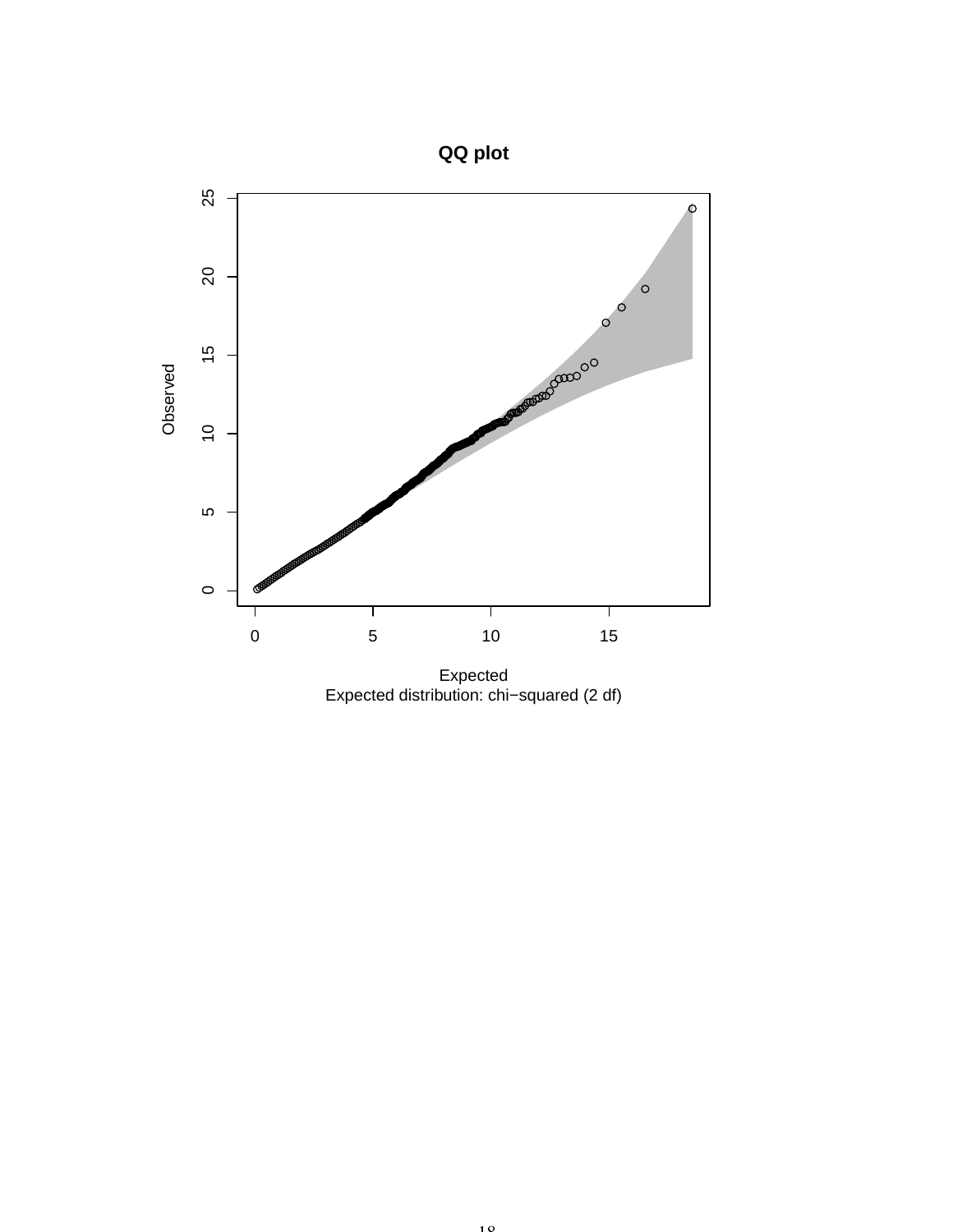QQ plot

Observed

25

20

15

10

5

0

0

5

10

15

Expected

Expected distribution: chi−squared (2 df)